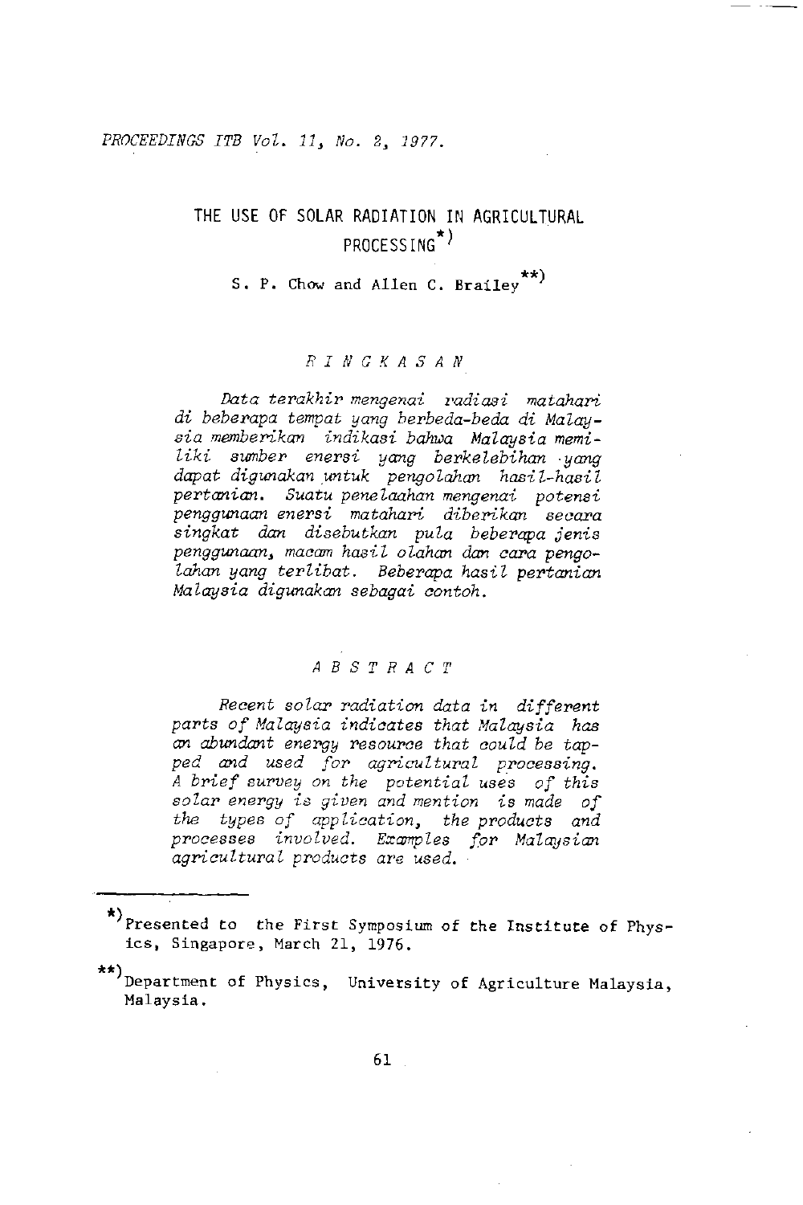# THE USE OF SOLAR RADIATION IN AGRICULTURAL PROCESSING*)

S. P. Chow and Allen C. Brailey**)

## RINGKASAN

*Data terakhir mengenai radiasi matahari di beberapa tempat yang berbeda-beda di Malaysia memberikan indikasi bahwa Malaysia memiliki sumber enersi yang berkelebihan yang dapat digunakan untuk pengolahan hasil-hasil pertanian. Suatu penelaahan mengenai potensi penggunaan enersi matahari diberikan secara singkat dan disebutkan pula beberapa jenis penggunaan, macam hasil olahan dan cara pengolahan yang terlibat. Beberapa hasil pertanian Malaysia digunakan sebagai contoh.*

## ABSTRACT

*Recent solar radiation data in different parts of Malaysia indicates that Malaysia has an abundant energy resource that could be tapped and used for agricultural processing. A brief survey on the potential uses of this solar energy is given and mention is made of the types of application, the products and processes involved. Examples for Malaysian agricultural products are used.*

---

*) Presented to the First Symposium of the Institute of Physics, Singapore, March 21, 1976.

**) Department of Physics, University of Agriculture Malaysia, Malaysia.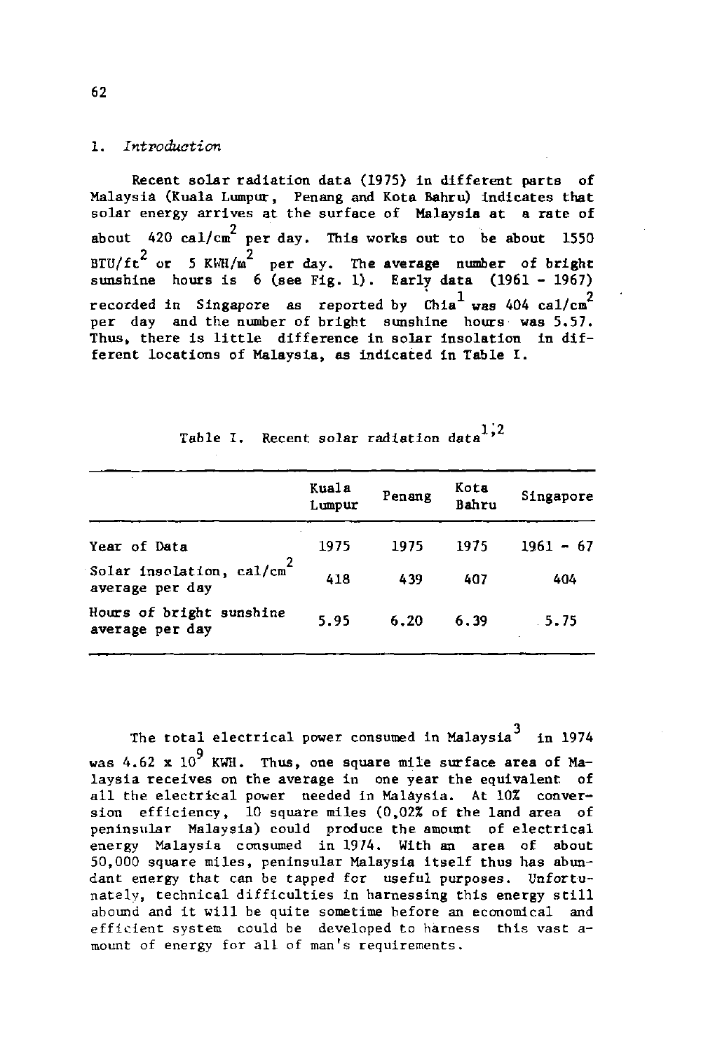## 1. *Introduction*

Recent solar radiation data (1975) in different parts of Malaysia (Kuala Lumpur, Penang and Kota Bahru) indicates that solar energy arrives at the surface of Malaysia at a rate of about 420 $cal/cm^2$ per day. This works out to be about 1550 $BTU/ft^2$ or 5 $KWH/m^2$ per day. The average number of bright sunshine hours is 6 (see Fig. 1). Early data (1961 - 1967) recorded in Singapore as reported by Chia[1] was 404 $cal/cm^2$ per day and the number of bright sunshine hours was 5.57. Thus, there is little difference in solar insolation in different locations of Malaysia, as indicated in Table I.

Table I. Recent solar radiation data[1,2]

| | Kuala Lumpur | Penang | Kota Bahru | Singapore |
|---|---|---|---|---|
| Year of Data | 1975 | 1975 | 1975 | 1961 - 67 |
| Solar insolation, $cal/cm^2$ average per day | 418 | 439 | 407 | 404 |
| Hours of bright sunshine average per day | 5.95 | 6.20 | 6.39 | 5.75 |

The total electrical power consumed in Malaysia[3] in 1974 was $4.62 \times 10^9$ KWH. Thus, one square mile surface area of Malaysia receives on the average in one year the equivalent of all the electrical power needed in Malaysia. At 10% conversion efficiency, 10 square miles (0,02% of the land area of peninsular Malaysia) could produce the amount of electrical energy Malaysia consumed in 1974. With an area of about 50,000 square miles, peninsular Malaysia itself thus has abundant energy that can be tapped for useful purposes. Unfortunately, technical difficulties in harnessing this energy still abound and it will be quite sometime before an economical and efficient system could be developed to harness this vast amount of energy for all of man's requirements.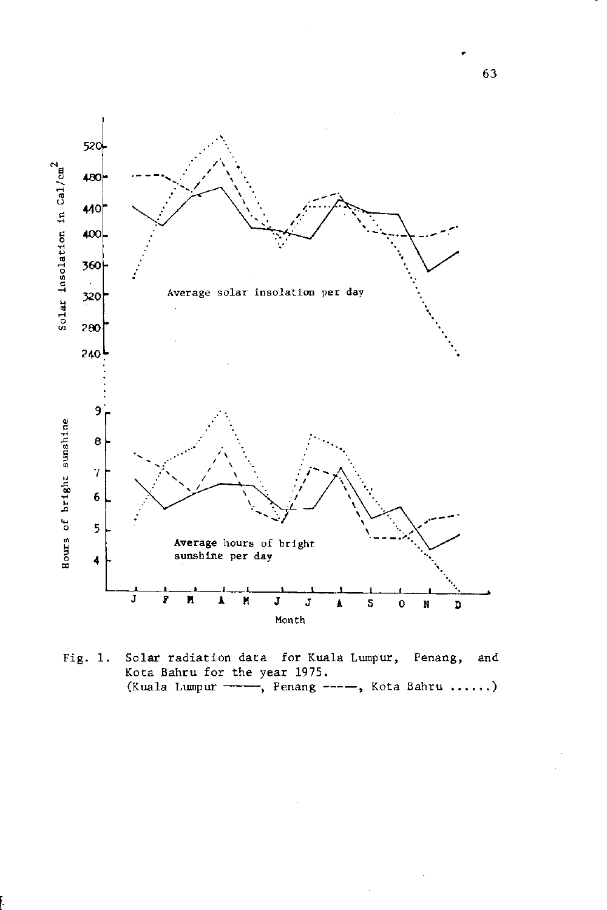Fig. 1. Solar radiation data for Kuala Lumpur, Penang, and Kota Bahru for the year 1975.
(Kuala Lumpur ———, Penang ----—, Kota Bahru ......)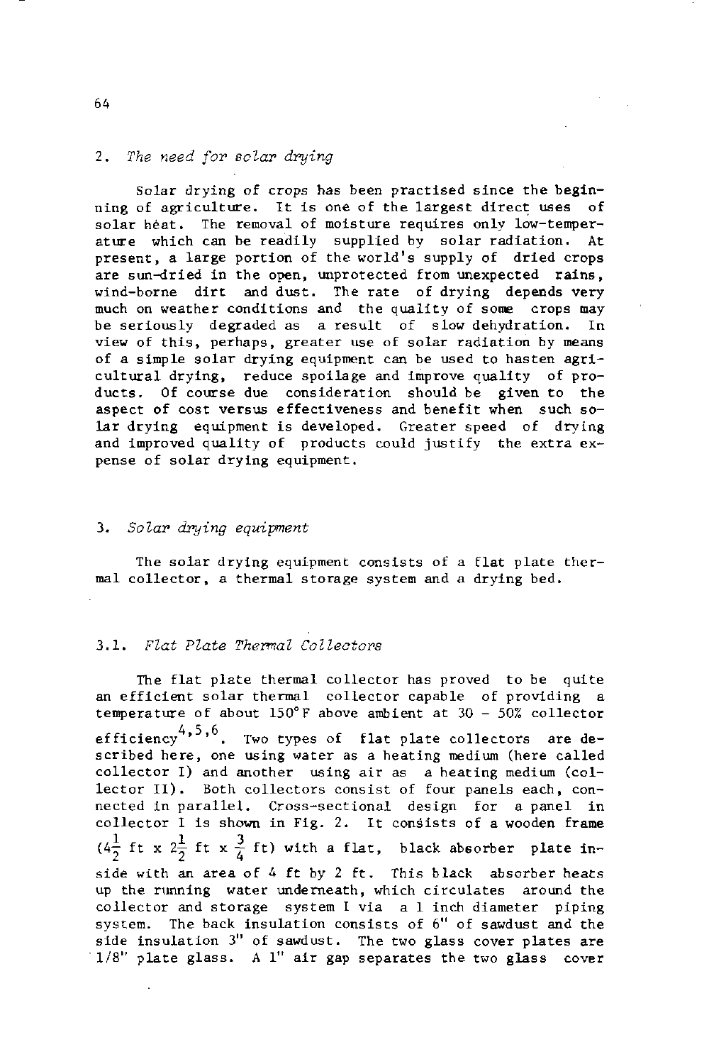## 2. *The need for solar drying*

Solar drying of crops has been practised since the beginning of agriculture. It is one of the largest direct uses of solar heat. The removal of moisture requires only low-temperature which can be readily supplied by solar radiation. At present, a large portion of the world's supply of dried crops are sun-dried in the open, unprotected from unexpected rains, wind-borne dirt and dust. The rate of drying depends very much on weather conditions and the quality of some crops may be seriously degraded as a result of slow dehydration. In view of this, perhaps, greater use of solar radiation by means of a simple solar drying equipment can be used to hasten agricultural drying, reduce spoilage and improve quality of products. Of course due consideration should be given to the aspect of cost versus effectiveness and benefit when such solar drying equipment is developed. Greater speed of drying and improved quality of products could justify the extra expense of solar drying equipment.

## 3. *Solar drying equipment*

The solar drying equipment consists of a flat plate thermal collector, a thermal storage system and a drying bed.

### 3.1. *Flat Plate Thermal Collectors*

The flat plate thermal collector has proved to be quite an efficient solar thermal collector capable of providing a temperature of about 150°F above ambient at 30 – 50% collector efficiency[4,5,6]. Two types of flat plate collectors are described here, one using water as a heating medium (here called collector I) and another using air as a heating medium (collector II). Both collectors consist of four panels each, connected in parallel. Cross-sectional design for a panel in collector I is shown in Fig. 2. It consists of a wooden frame ($4\frac{1}{2}$ ft x $2\frac{1}{2}$ ft x $\frac{3}{4}$ ft) with a flat, black absorber plate inside with an area of 4 ft by 2 ft. This black absorber heats up the running water underneath, which circulates around the collector and storage system I via a 1 inch diameter piping system. The back insulation consists of 6" of sawdust and the side insulation 3" of sawdust. The two glass cover plates are 1/8" plate glass. A 1" air gap separates the two glass cover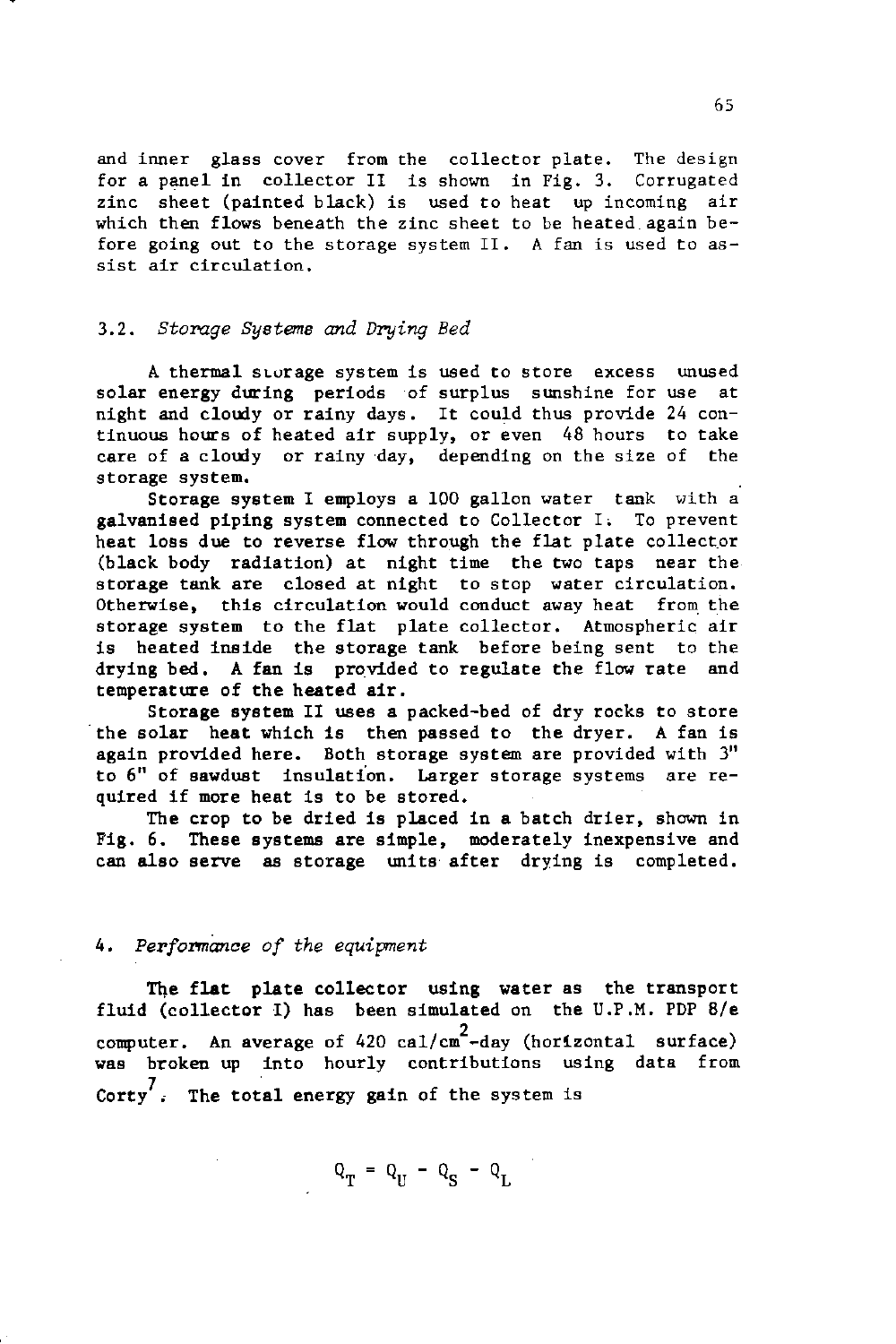and inner glass cover from the collector plate. The design for a panel in collector II is shown in Fig. 3. Corrugated zinc sheet (painted black) is used to heat up incoming air which then flows beneath the zinc sheet to be heated again before going out to the storage system II. A fan is used to assist air circulation.

### 3.2. *Storage Systems and Drying Bed*

A thermal storage system is used to store excess unused solar energy during periods of surplus sunshine for use at night and cloudy or rainy days. It could thus provide 24 continuous hours of heated air supply, or even 48 hours to take care of a cloudy or rainy day, depending on the size of the storage system.

Storage system I employs a 100 gallon water tank with a galvanised piping system connected to Collector I. To prevent heat loss due to reverse flow through the flat plate collector (black body radiation) at night time the two taps near the storage tank are closed at night to stop water circulation. Otherwise, this circulation would conduct away heat from the storage system to the flat plate collector. Atmospheric air is heated inside the storage tank before being sent to the drying bed. A fan is provided to regulate the flow rate and temperature of the heated air.

Storage system II uses a packed-bed of dry rocks to store the solar heat which is then passed to the dryer. A fan is again provided here. Both storage system are provided with 3" to 6" of sawdust insulation. Larger storage systems are required if more heat is to be stored.

The crop to be dried is placed in a batch drier, shown in Fig. 6. These systems are simple, moderately inexpensive and can also serve as storage units after drying is completed.

## 4. *Performance of the equipment*

The flat plate collector using water as the transport fluid (collector I) has been simulated on the U.P.M. PDP 8/e computer. An average of 420 cal/cm$^2$-day (horizontal surface) was broken up into hourly contributions using data from Corty[7]. The total energy gain of the system is

$$Q_T = Q_U - Q_S - Q_L$$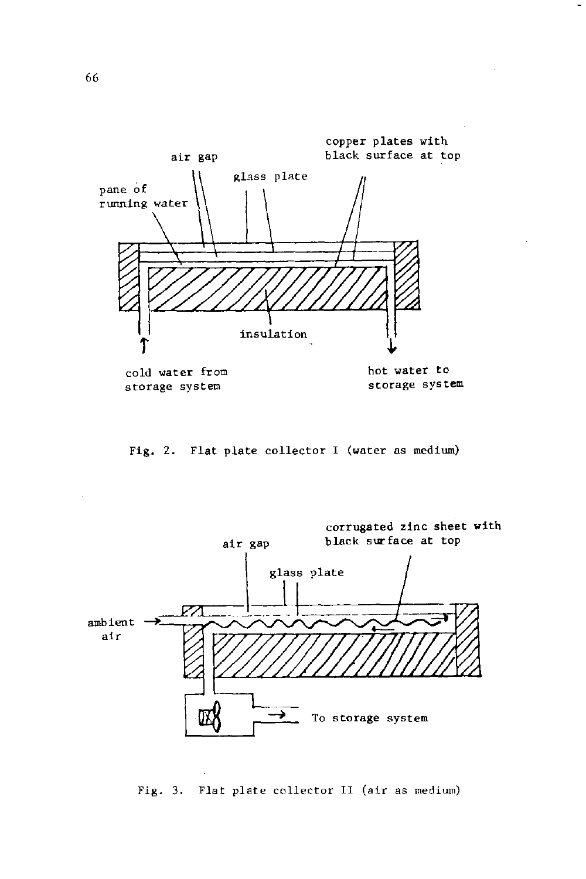air gap

glass plate

copper plates with black surface at top

pane of running water

insulation

cold water from storage system

hot water to storage system

Fig. 2. Flat plate collector I (water as medium)

air gap

glass plate

corrugated zinc sheet with black surface at top

ambient air

To storage system

Fig. 3. Flat plate collector II (air as medium)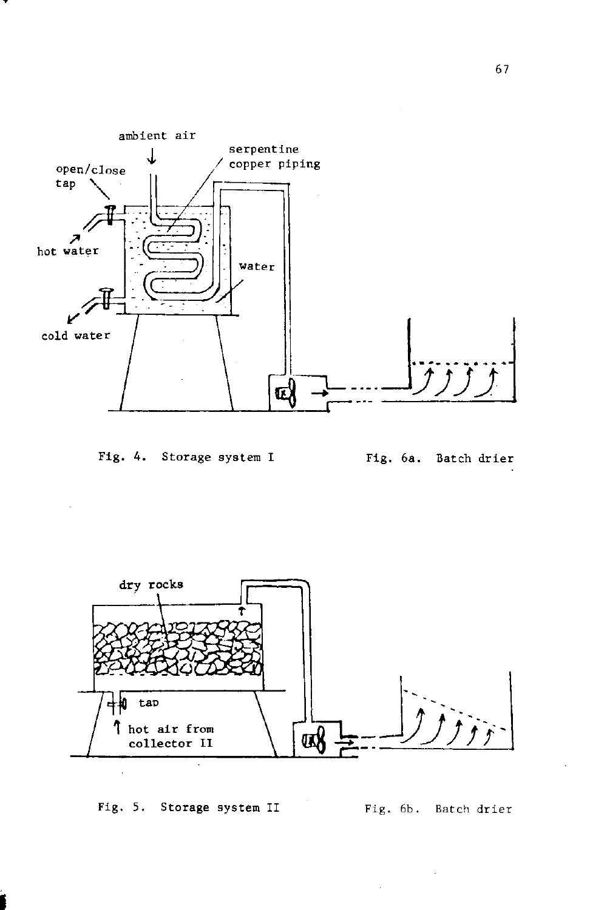Fig. 4. Storage system I

Fig. 6a. Batch drier

Fig. 5. Storage system II

Fig. 6b. Batch drier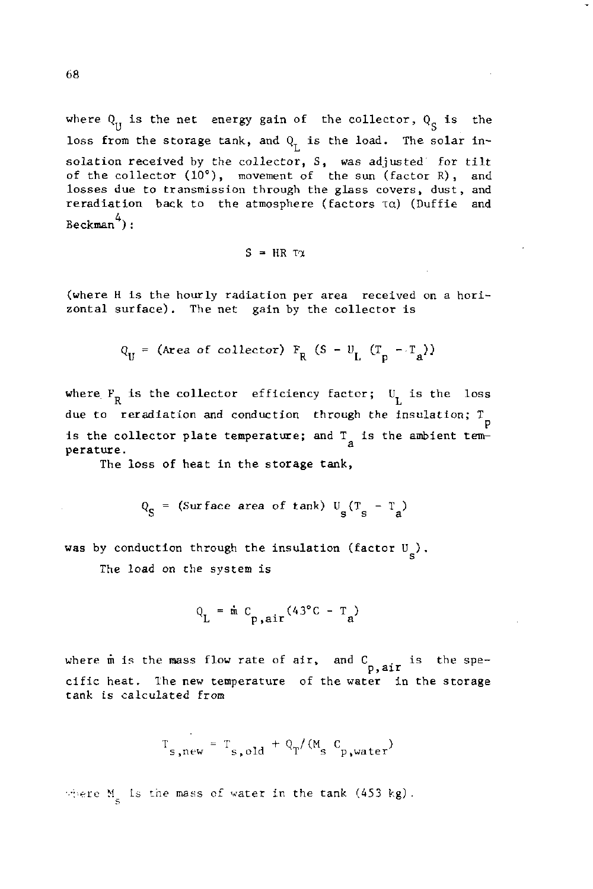where $Q_U$ is the net energy gain of the collector, $Q_S$ is the loss from the storage tank, and $Q_L$ is the load. The solar insolation received by the collector, S, was adjusted for tilt of the collector (10°), movement of the sun (factor R), and losses due to transmission through the glass covers, dust, and reradiation back to the atmosphere (factors $\tau\alpha$) (Duffie and Beckman[4]):

$$S = HR\,\tau\alpha$$

(where H is the hourly radiation per area received on a horizontal surface). The net gain by the collector is

$$Q_U = (\text{Area of collector})\ F_R\ (S - U_L\ (T_p - T_a))$$

where $F_R$ is the collector efficiency factor; $U_L$ is the loss due to reradiation and conduction through the insulation; $T_p$ is the collector plate temperature; and $T_a$ is the ambient temperature.

The loss of heat in the storage tank,

$$Q_S = (\text{Surface area of tank})\ U_s(T_s - T_a)$$

was by conduction through the insulation (factor $U_s$).

The load on the system is

$$Q_L = \dot{m}\ C_{p,air}(43°C - T_a)$$

where $\dot{m}$ is the mass flow rate of air, and $C_{p,air}$ is the specific heat. The new temperature of the water in the storage tank is calculated from

$$T_{s,new} = T_{s,old} + Q_T/(M_s\ C_{p,water})$$

where $M_s$ is the mass of water in the tank (453 kg).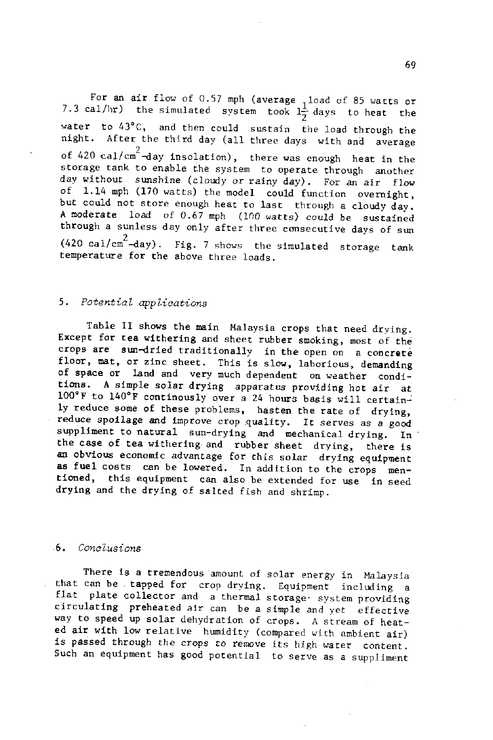For an air flow of 0.57 mph (average load of 85 watts or 7.3 cal/hr) the simulated system took $1\frac{1}{2}$ days to heat the water to 43°C, and then could sustain the load through the night. After the third day (all three days with and average of 420 $cal/cm^2$-day insolation), there was enough heat in the storage tank to enable the system to operate through another day without sunshine (cloudy or rainy day). For an air flow of 1.14 mph (170 watts) the model could function overnight, but could not store enough heat to last through a cloudy day. A moderate load of 0.67 mph (100 watts) could be sustained through a sunless day only after three consecutive days of sun (420 $cal/cm^2$-day). Fig. 7 shows the simulated storage tank temperature for the above three loads.

## 5. *Potential applications*

Table II shows the main Malaysia crops that need drying. Except for tea withering and sheet rubber smoking, most of the crops are sun-dried traditionally in the open on a concrete floor, mat, or zinc sheet. This is slow, laborious, demanding of space or land and very much dependent on weather conditions. A simple solar drying apparatus providing hot air at 100°F to 140°F continously over a 24 hours basis will certainly reduce some of these problems, hasten the rate of drying, reduce spoilage and improve crop quality. It serves as a good suppliment to natural sun-drying and mechanical drying. In the case of tea withering and rubber sheet drying, there is an obvious economic advantage for this solar drying equipment as fuel costs can be lowered. In addition to the crops mentioned, this equipment can also be extended for use in seed drying and the drying of salted fish and shrimp.

## 6. *Conclusions*

There is a tremendous amount of solar energy in Malaysia that can be tapped for crop drying. Equipment including a flat plate collector and a thermal storage system providing circulating preheated air can be a simple and yet effective way to speed up solar dehydration of crops. A stream of heated air with low relative humidity (compared with ambient air) is passed through the crops to remove its high water content. Such an equipment has good potential to serve as a suppliment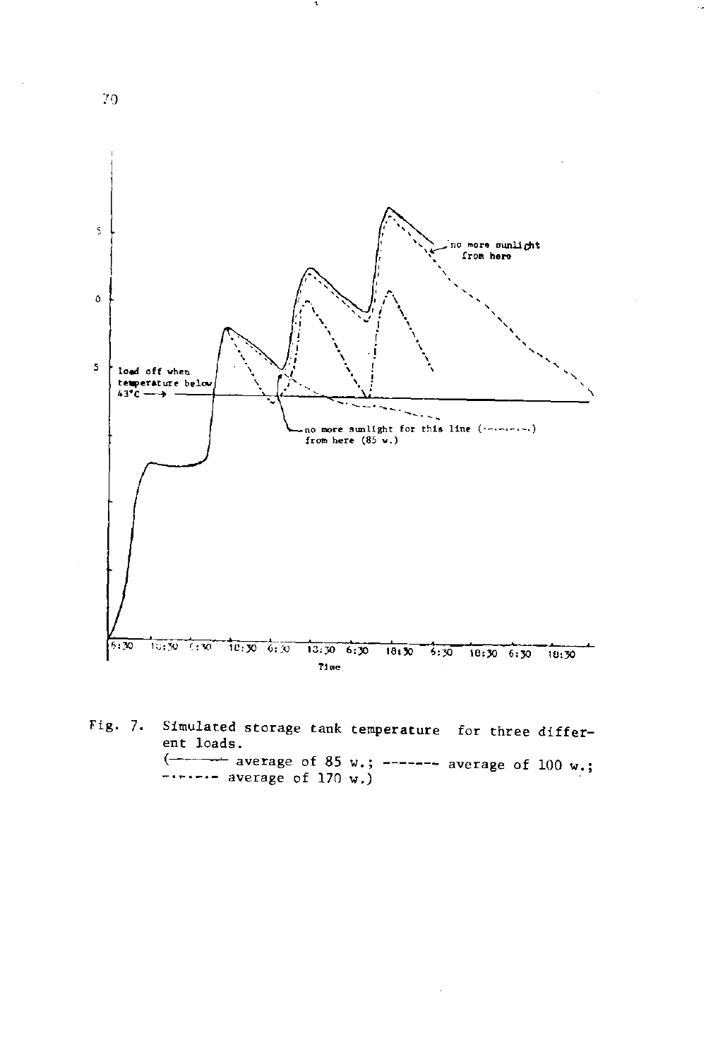Fig. 7. Simulated storage tank temperature for three different loads.
(——— average of 85 w.; ------ average of 100 w.; -·-·-·- average of 170 w.)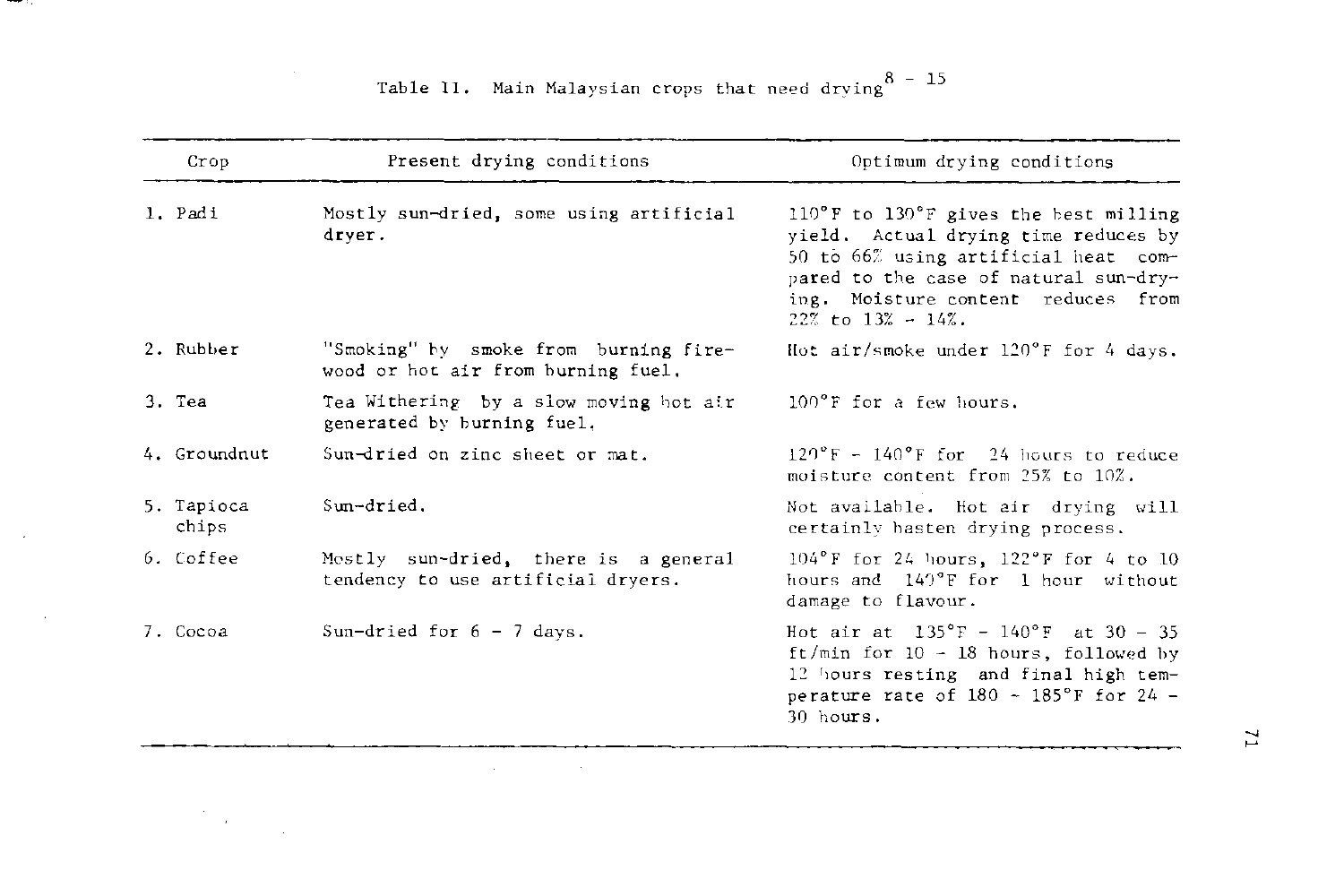Table 11. Main Malaysian crops that need drying[8 - 15]

| Crop | Present drying conditions | Optimum drying conditions |
|---|---|---|
| 1. Padi | Mostly sun-dried, some using artificial dryer. | 110°F to 130°F gives the best milling yield. Actual drying time reduces by 50 to 66% using artificial heat compared to the case of natural sun-drying. Moisture content reduces from 22% to 13% - 14%. |
| 2. Rubber | "Smoking" by smoke from burning firewood or hot air from burning fuel. | Hot air/smoke under 120°F for 4 days. |
| 3. Tea | Tea Withering by a slow moving hot air generated by burning fuel. | 100°F for a few hours. |
| 4. Groundnut | Sun-dried on zinc sheet or mat. | 120°F - 140°F for 24 hours to reduce moisture content from 25% to 10%. |
| 5. Tapioca chips | Sun-dried. | Not available. Hot air drying will certainly hasten drying process. |
| 6. Coffee | Mostly sun-dried, there is a general tendency to use artificial dryers. | 104°F for 24 hours, 122°F for 4 to 10 hours and 140°F for 1 hour without damage to flavour. |
| 7. Cocoa | Sun-dried for 6 - 7 days. | Hot air at 135°F - 140°F at 30 - 35 ft/min for 10 - 18 hours, followed by 12 hours resting and final high temperature rate of 180 - 185°F for 24 - 30 hours. |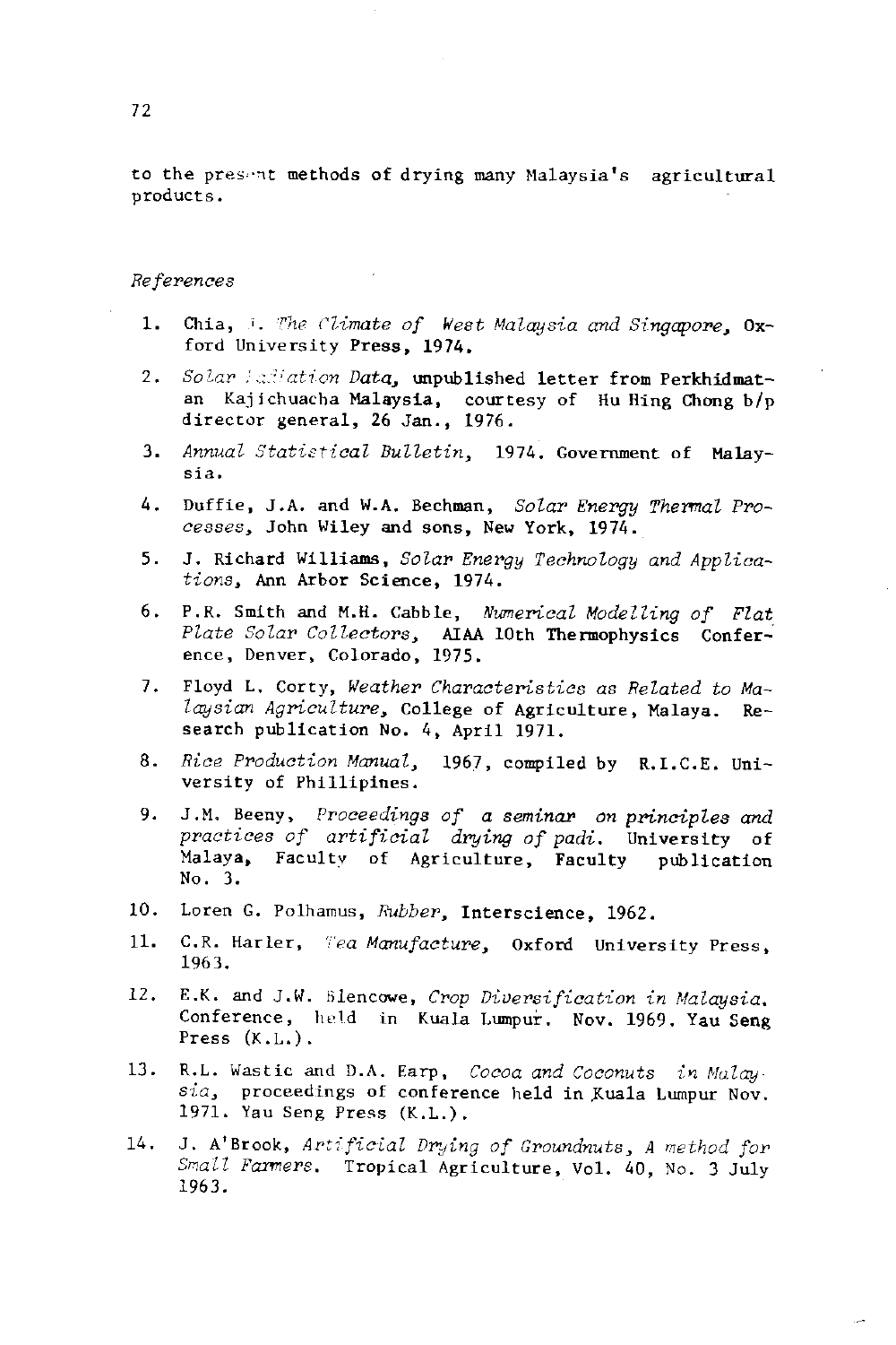to the present methods of drying many Malaysia's agricultural products.

*References*

1. Chia, L. *The Climate of West Malaysia and Singapore*, Oxford University Press, 1974.
2. *Solar Radiation Data*, unpublished letter from Perkhidmatan Kajichuacha Malaysia, courtesy of Hu Hing Chong b/p director general, 26 Jan., 1976.
3. *Annual Statistical Bulletin*, 1974. Government of Malaysia.
4. Duffie, J.A. and W.A. Bechman, *Solar Energy Thermal Processes*, John Wiley and sons, New York, 1974.
5. J. Richard Williams, *Solar Energy Technology and Applications*, Ann Arbor Science, 1974.
6. P.R. Smith and M.H. Cabble, *Numerical Modelling of Flat Plate Solar Collectors*, AIAA 10th Thermophysics Conference, Denver, Colorado, 1975.
7. Floyd L. Corty, *Weather Characteristics as Related to Malaysian Agriculture*, College of Agriculture, Malaya. Research publication No. 4, April 1971.
8. *Rice Production Manual*, 1967, compiled by R.I.C.E. University of Phillipines.
9. J.M. Beeny, *Proceedings of a seminar on principles and practices of artificial drying of padi*. University of Malaya, Faculty of Agriculture, Faculty publication No. 3.
10. Loren G. Polhamus, *Rubber*, Interscience, 1962.
11. C.R. Harler, *Tea Manufacture*, Oxford University Press, 1963.
12. E.K. and J.W. Blencowe, *Crop Diversification in Malaysia*. Conference, held in Kuala Lumpur. Nov. 1969. Yau Seng Press (K.L.).
13. R.L. Wastic and D.A. Earp, *Cocoa and Coconuts in Malaysia*, proceedings of conference held in Kuala Lumpur Nov. 1971. Yau Seng Press (K.L.).
14. J. A'Brook, *Artificial Drying of Groundnuts, A method for Small Farmers*. Tropical Agriculture, Vol. 40, No. 3 July 1963.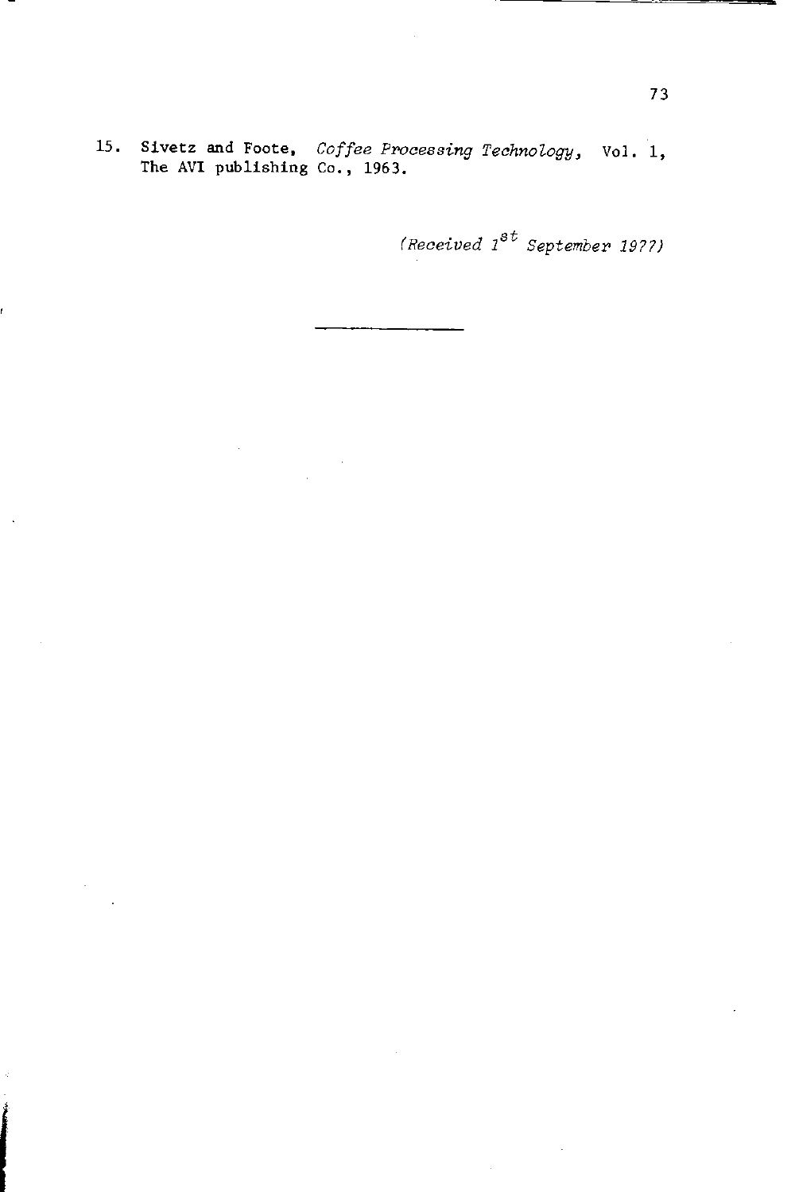15. Sivetz and Foote, *Coffee Processing Technology*, Vol. 1, The AVI publishing Co., 1963.

*(Received 1st September 1977)*